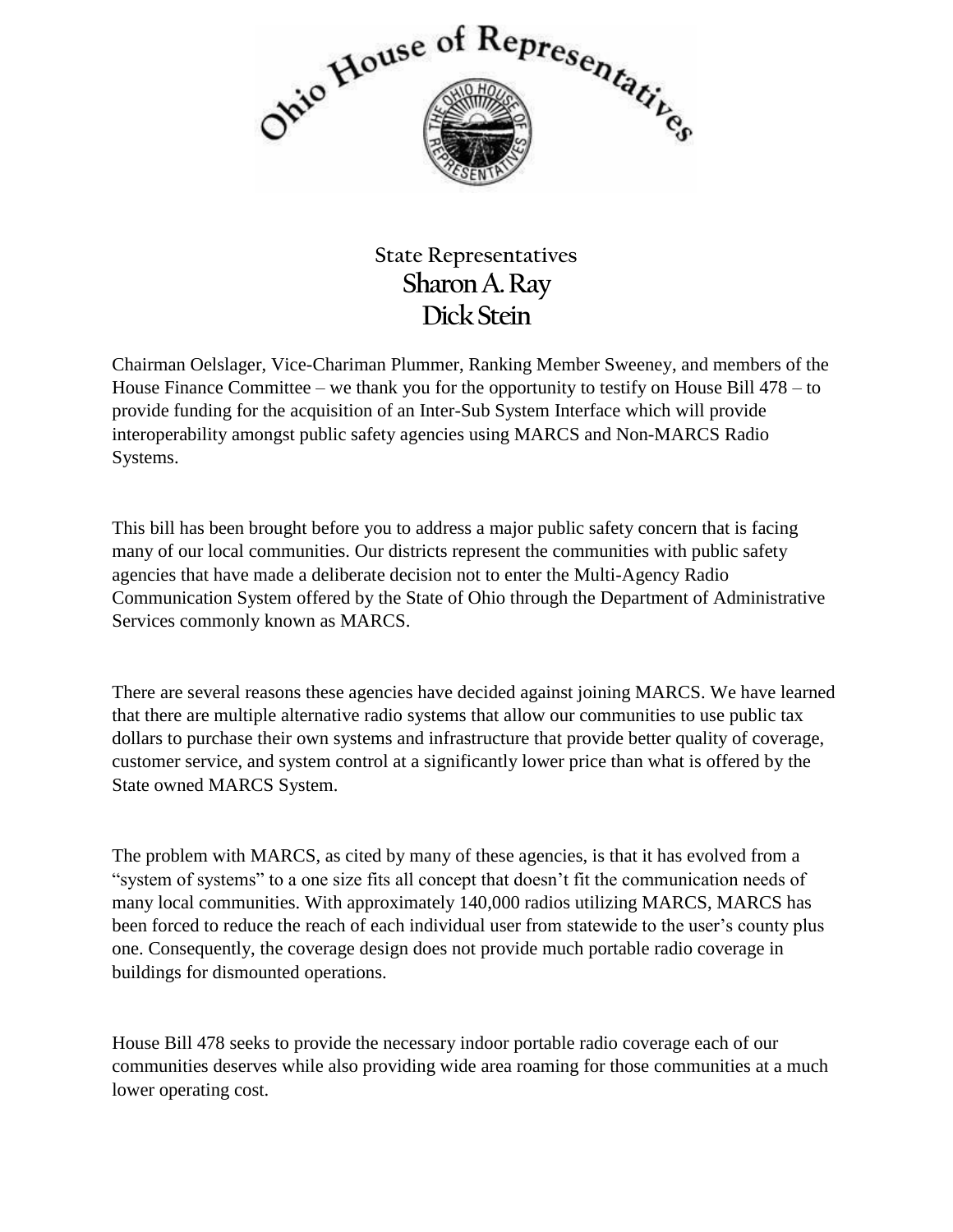Ohio House of Representatives

## State Representatives
## Sharon A. Ray
## Dick Stein

Chairman Oelslager, Vice-Chariman Plummer, Ranking Member Sweeney, and members of the House Finance Committee – we thank you for the opportunity to testify on House Bill 478 – to provide funding for the acquisition of an Inter-Sub System Interface which will provide interoperability amongst public safety agencies using MARCS and Non-MARCS Radio Systems.

This bill has been brought before you to address a major public safety concern that is facing many of our local communities. Our districts represent the communities with public safety agencies that have made a deliberate decision not to enter the Multi-Agency Radio Communication System offered by the State of Ohio through the Department of Administrative Services commonly known as MARCS.

There are several reasons these agencies have decided against joining MARCS. We have learned that there are multiple alternative radio systems that allow our communities to use public tax dollars to purchase their own systems and infrastructure that provide better quality of coverage, customer service, and system control at a significantly lower price than what is offered by the State owned MARCS System.

The problem with MARCS, as cited by many of these agencies, is that it has evolved from a "system of systems" to a one size fits all concept that doesn't fit the communication needs of many local communities. With approximately 140,000 radios utilizing MARCS, MARCS has been forced to reduce the reach of each individual user from statewide to the user's county plus one. Consequently, the coverage design does not provide much portable radio coverage in buildings for dismounted operations.

House Bill 478 seeks to provide the necessary indoor portable radio coverage each of our communities deserves while also providing wide area roaming for those communities at a much lower operating cost.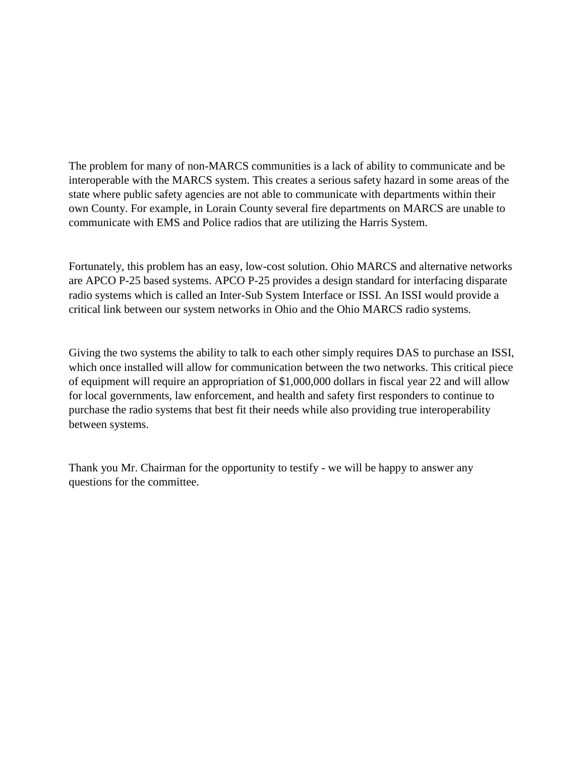The problem for many of non-MARCS communities is a lack of ability to communicate and be interoperable with the MARCS system. This creates a serious safety hazard in some areas of the state where public safety agencies are not able to communicate with departments within their own County. For example, in Lorain County several fire departments on MARCS are unable to communicate with EMS and Police radios that are utilizing the Harris System.

Fortunately, this problem has an easy, low-cost solution. Ohio MARCS and alternative networks are APCO P-25 based systems. APCO P-25 provides a design standard for interfacing disparate radio systems which is called an Inter-Sub System Interface or ISSI. An ISSI would provide a critical link between our system networks in Ohio and the Ohio MARCS radio systems.

Giving the two systems the ability to talk to each other simply requires DAS to purchase an ISSI, which once installed will allow for communication between the two networks. This critical piece of equipment will require an appropriation of $1,000,000 dollars in fiscal year 22 and will allow for local governments, law enforcement, and health and safety first responders to continue to purchase the radio systems that best fit their needs while also providing true interoperability between systems.

Thank you Mr. Chairman for the opportunity to testify - we will be happy to answer any questions for the committee.